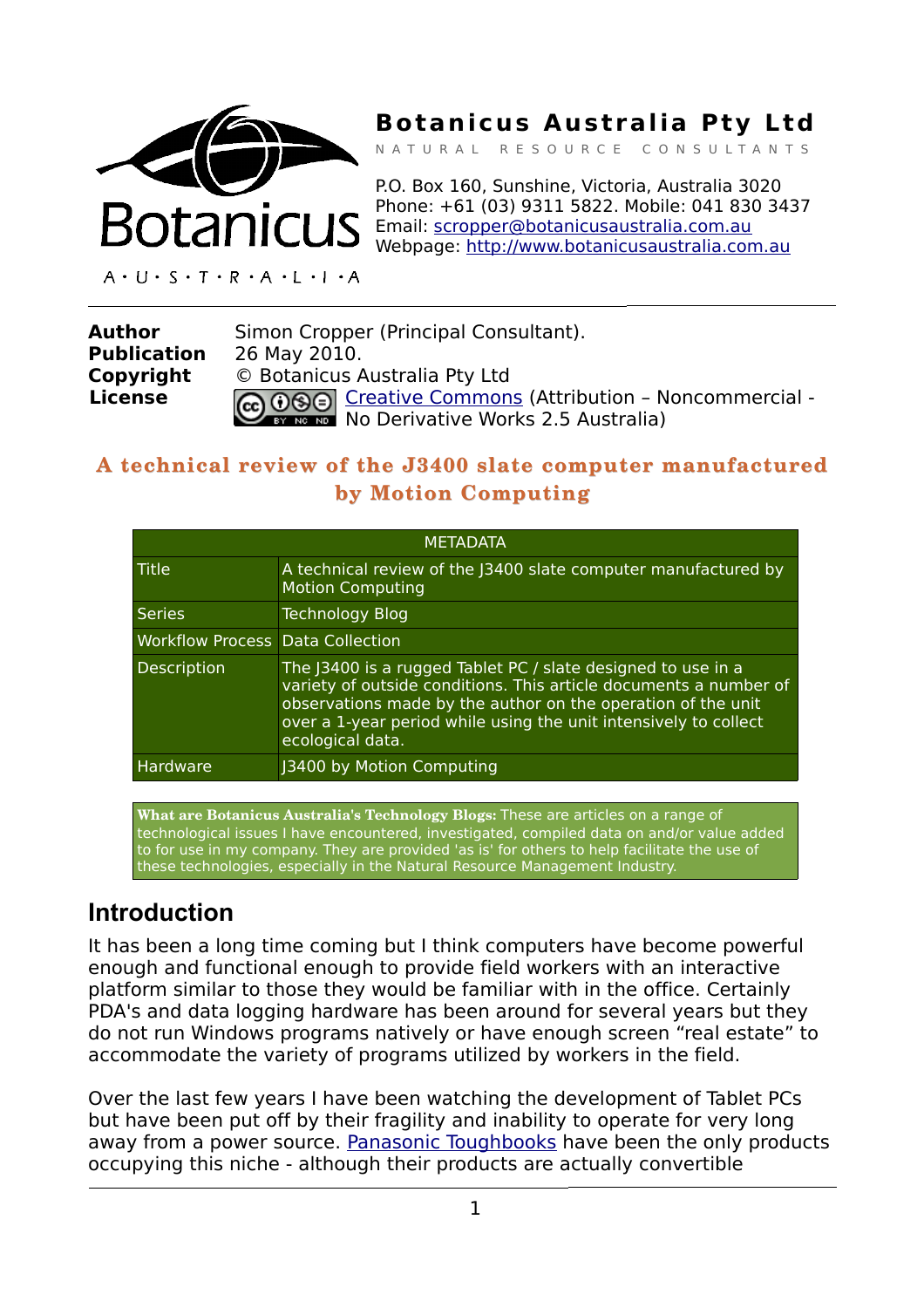**Botanicus Australia Pty Ltd**

NATURAL RESOURCE CONSULTANTS

P.O. Box 160, Sunshine, Victoria, Australia 3020
Phone: +61 (03) 9311 5822. Mobile: 041 830 3437
Email: scropper@botanicusaustralia.com.au
Webpage: http://www.botanicusaustralia.com.au

| | |
|---|---|
| **Author** | Simon Cropper (Principal Consultant). |
| **Publication** | 26 May 2010. |
| **Copyright** | © Botanicus Australia Pty Ltd |
| **License** | Creative Commons (Attribution – Noncommercial - No Derivative Works 2.5 Australia) |

# A technical review of the J3400 slate computer manufactured by Motion Computing

| METADATA | |
|---|---|
| Title | A technical review of the J3400 slate computer manufactured by Motion Computing |
| Series | Technology Blog |
| Workflow Process | Data Collection |
| Description | The J3400 is a rugged Tablet PC / slate designed to use in a variety of outside conditions. This article documents a number of observations made by the author on the operation of the unit over a 1-year period while using the unit intensively to collect ecological data. |
| Hardware | J3400 by Motion Computing |

**What are Botanicus Australia's Technology Blogs:** These are articles on a range of technological issues I have encountered, investigated, compiled data on and/or value added to for use in my company. They are provided 'as is' for others to help facilitate the use of these technologies, especially in the Natural Resource Management Industry.

## Introduction

It has been a long time coming but I think computers have become powerful enough and functional enough to provide field workers with an interactive platform similar to those they would be familiar with in the office. Certainly PDA's and data logging hardware has been around for several years but they do not run Windows programs natively or have enough screen "real estate" to accommodate the variety of programs utilized by workers in the field.

Over the last few years I have been watching the development of Tablet PCs but have been put off by their fragility and inability to operate for very long away from a power source. Panasonic Toughbooks have been the only products occupying this niche - although their products are actually convertible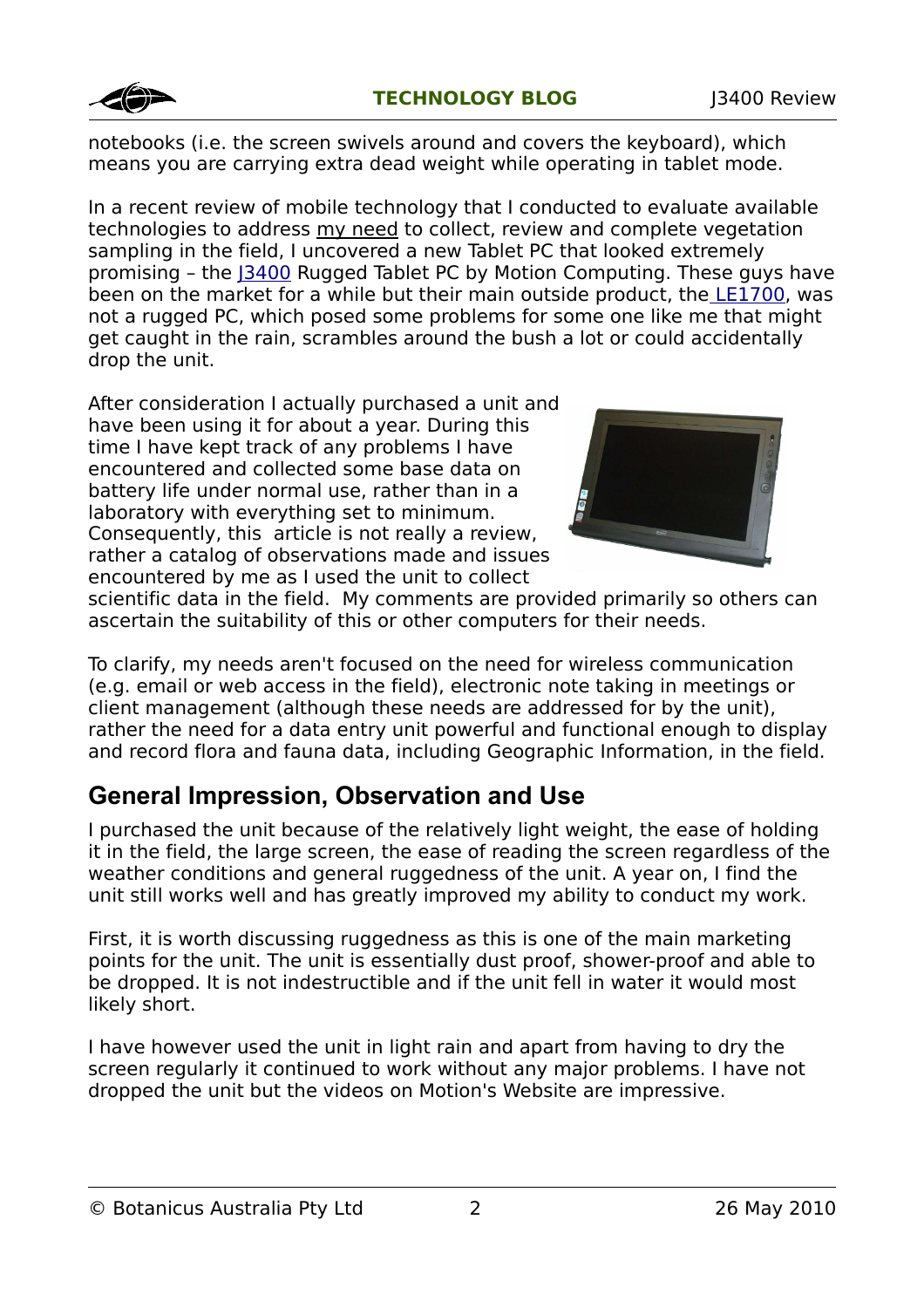notebooks (i.e. the screen swivels around and covers the keyboard), which means you are carrying extra dead weight while operating in tablet mode.

In a recent review of mobile technology that I conducted to evaluate available technologies to address my need to collect, review and complete vegetation sampling in the field, I uncovered a new Tablet PC that looked extremely promising – the J3400 Rugged Tablet PC by Motion Computing. These guys have been on the market for a while but their main outside product, the LE1700, was not a rugged PC, which posed some problems for some one like me that might get caught in the rain, scrambles around the bush a lot or could accidentally drop the unit.

After consideration I actually purchased a unit and have been using it for about a year. During this time I have kept track of any problems I have encountered and collected some base data on battery life under normal use, rather than in a laboratory with everything set to minimum. Consequently, this article is not really a review, rather a catalog of observations made and issues encountered by me as I used the unit to collect scientific data in the field. My comments are provided primarily so others can ascertain the suitability of this or other computers for their needs.

To clarify, my needs aren't focused on the need for wireless communication (e.g. email or web access in the field), electronic note taking in meetings or client management (although these needs are addressed for by the unit), rather the need for a data entry unit powerful and functional enough to display and record flora and fauna data, including Geographic Information, in the field.

## General Impression, Observation and Use

I purchased the unit because of the relatively light weight, the ease of holding it in the field, the large screen, the ease of reading the screen regardless of the weather conditions and general ruggedness of the unit. A year on, I find the unit still works well and has greatly improved my ability to conduct my work.

First, it is worth discussing ruggedness as this is one of the main marketing points for the unit. The unit is essentially dust proof, shower-proof and able to be dropped. It is not indestructible and if the unit fell in water it would most likely short.

I have however used the unit in light rain and apart from having to dry the screen regularly it continued to work without any major problems. I have not dropped the unit but the videos on Motion's Website are impressive.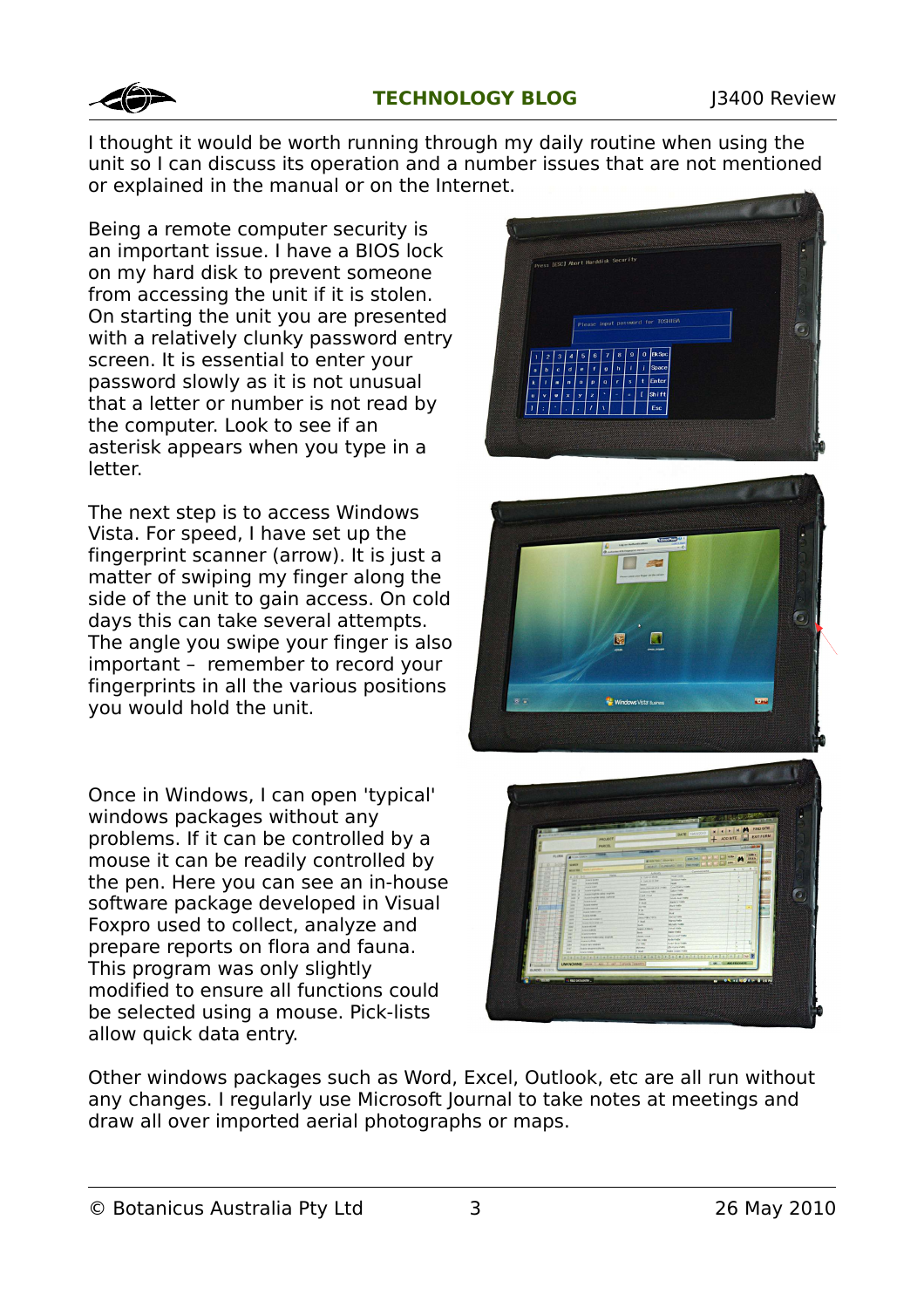I thought it would be worth running through my daily routine when using the unit so I can discuss its operation and a number issues that are not mentioned or explained in the manual or on the Internet.

Being a remote computer security is an important issue. I have a BIOS lock on my hard disk to prevent someone from accessing the unit if it is stolen. On starting the unit you are presented with a relatively clunky password entry screen. It is essential to enter your password slowly as it is not unusual that a letter or number is not read by the computer. Look to see if an asterisk appears when you type in a letter.

The next step is to access Windows Vista. For speed, I have set up the fingerprint scanner (arrow). It is just a matter of swiping my finger along the side of the unit to gain access. On cold days this can take several attempts. The angle you swipe your finger is also important – remember to record your fingerprints in all the various positions you would hold the unit.

Once in Windows, I can open 'typical' windows packages without any problems. If it can be controlled by a mouse it can be readily controlled by the pen. Here you can see an in-house software package developed in Visual Foxpro used to collect, analyze and prepare reports on flora and fauna. This program was only slightly modified to ensure all functions could be selected using a mouse. Pick-lists allow quick data entry.

Other windows packages such as Word, Excel, Outlook, etc are all run without any changes. I regularly use Microsoft Journal to take notes at meetings and draw all over imported aerial photographs or maps.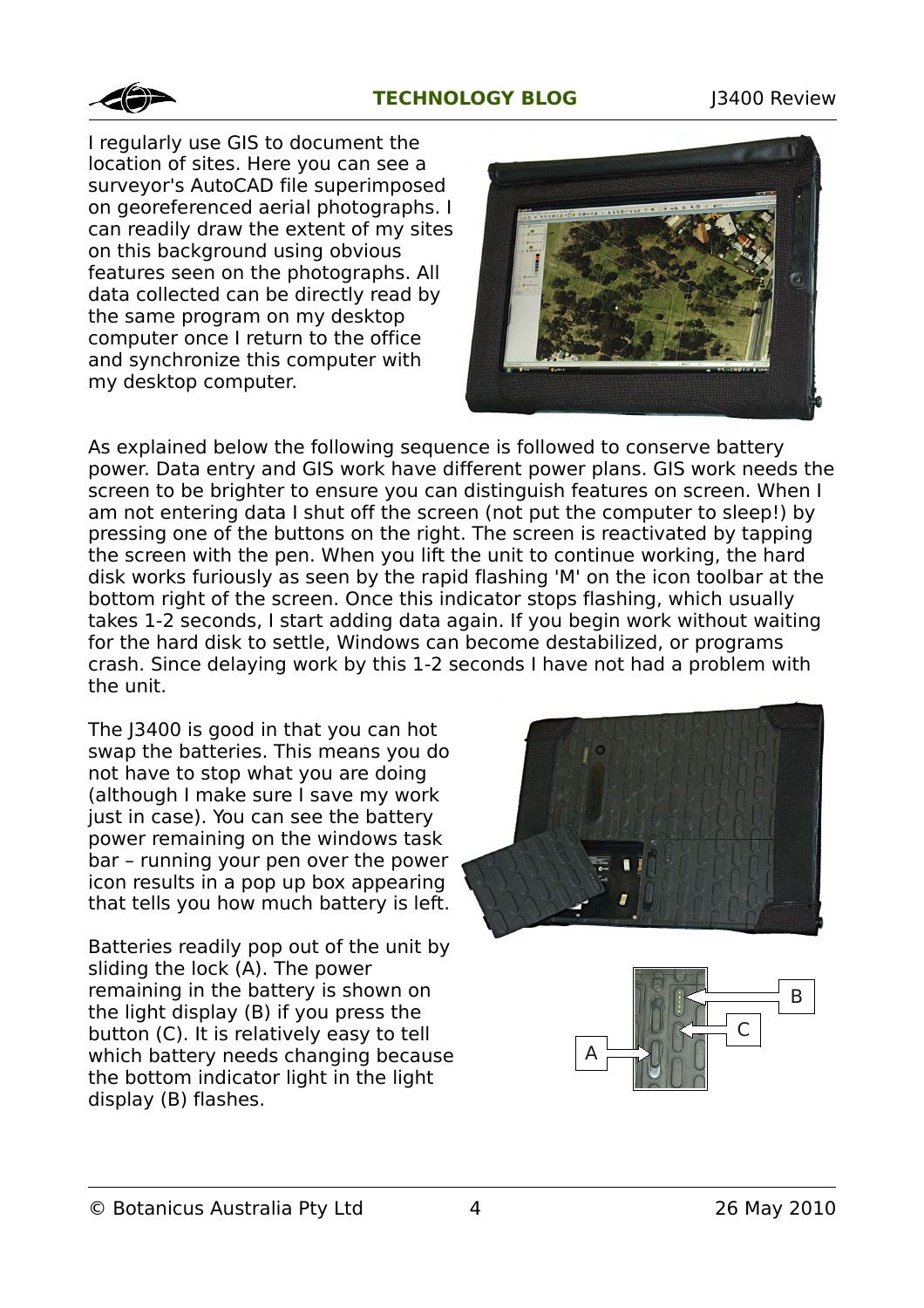I regularly use GIS to document the location of sites. Here you can see a surveyor's AutoCAD file superimposed on georeferenced aerial photographs. I can readily draw the extent of my sites on this background using obvious features seen on the photographs. All data collected can be directly read by the same program on my desktop computer once I return to the office and synchronize this computer with my desktop computer.

As explained below the following sequence is followed to conserve battery power. Data entry and GIS work have different power plans. GIS work needs the screen to be brighter to ensure you can distinguish features on screen. When I am not entering data I shut off the screen (not put the computer to sleep!) by pressing one of the buttons on the right. The screen is reactivated by tapping the screen with the pen. When you lift the unit to continue working, the hard disk works furiously as seen by the rapid flashing 'M' on the icon toolbar at the bottom right of the screen. Once this indicator stops flashing, which usually takes 1-2 seconds, I start adding data again. If you begin work without waiting for the hard disk to settle, Windows can become destabilized, or programs crash. Since delaying work by this 1-2 seconds I have not had a problem with the unit.

The J3400 is good in that you can hot swap the batteries. This means you do not have to stop what you are doing (although I make sure I save my work just in case). You can see the battery power remaining on the windows task bar – running your pen over the power icon results in a pop up box appearing that tells you how much battery is left.

Batteries readily pop out of the unit by sliding the lock (A). The power remaining in the battery is shown on the light display (B) if you press the button (C). It is relatively easy to tell which battery needs changing because the bottom indicator light in the light display (B) flashes.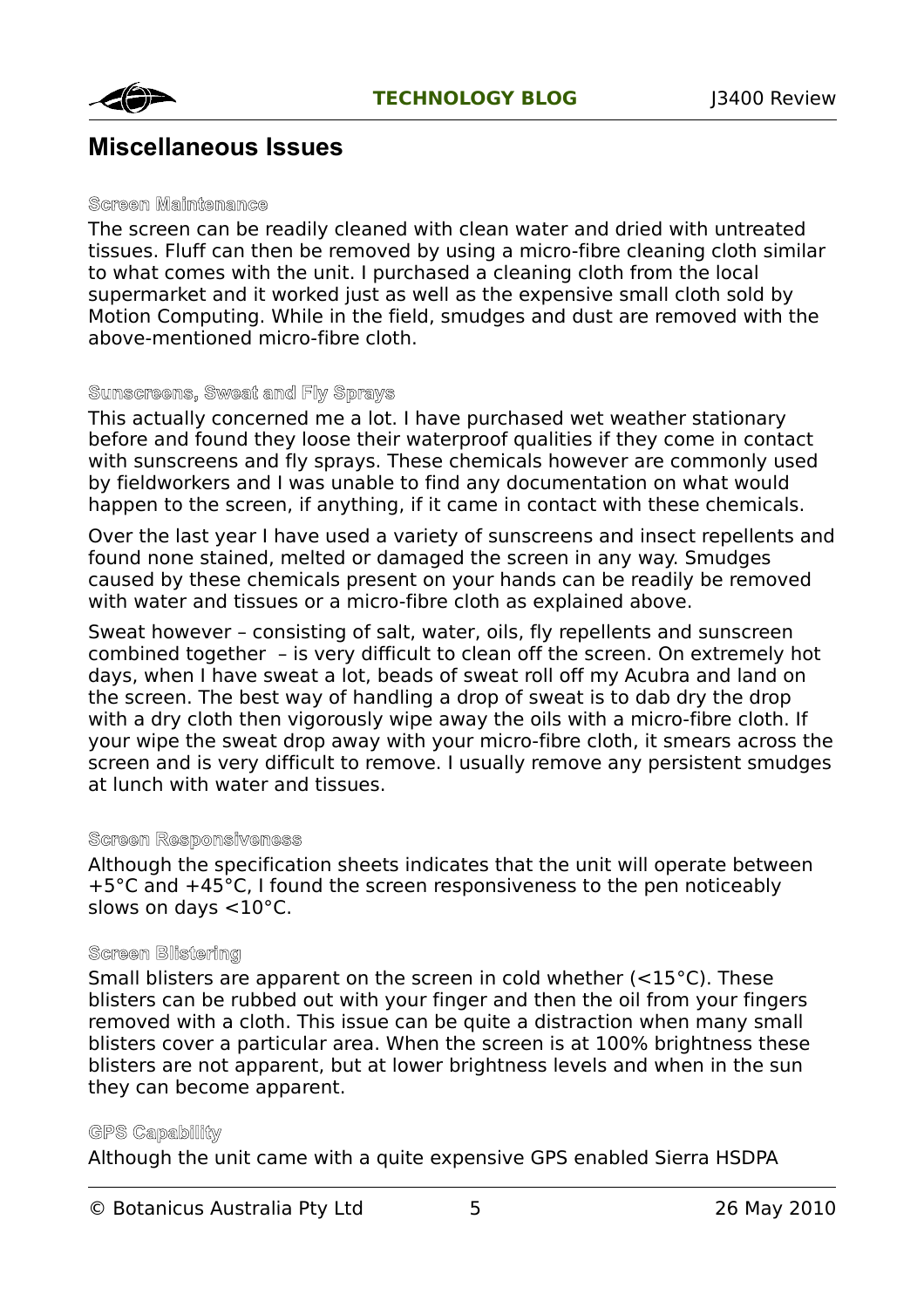## Miscellaneous Issues

#### Screen Maintenance

The screen can be readily cleaned with clean water and dried with untreated tissues. Fluff can then be removed by using a micro-fibre cleaning cloth similar to what comes with the unit. I purchased a cleaning cloth from the local supermarket and it worked just as well as the expensive small cloth sold by Motion Computing. While in the field, smudges and dust are removed with the above-mentioned micro-fibre cloth.

#### Sunscreens, Sweat and Fly Sprays

This actually concerned me a lot. I have purchased wet weather stationary before and found they loose their waterproof qualities if they come in contact with sunscreens and fly sprays. These chemicals however are commonly used by fieldworkers and I was unable to find any documentation on what would happen to the screen, if anything, if it came in contact with these chemicals.

Over the last year I have used a variety of sunscreens and insect repellents and found none stained, melted or damaged the screen in any way. Smudges caused by these chemicals present on your hands can be readily be removed with water and tissues or a micro-fibre cloth as explained above.

Sweat however – consisting of salt, water, oils, fly repellents and sunscreen combined together – is very difficult to clean off the screen. On extremely hot days, when I have sweat a lot, beads of sweat roll off my Acubra and land on the screen. The best way of handling a drop of sweat is to dab dry the drop with a dry cloth then vigorously wipe away the oils with a micro-fibre cloth. If your wipe the sweat drop away with your micro-fibre cloth, it smears across the screen and is very difficult to remove. I usually remove any persistent smudges at lunch with water and tissues.

#### Screen Responsiveness

Although the specification sheets indicates that the unit will operate between +5°C and +45°C, I found the screen responsiveness to the pen noticeably slows on days <10°C.

#### Screen Blistering

Small blisters are apparent on the screen in cold whether (<15°C). These blisters can be rubbed out with your finger and then the oil from your fingers removed with a cloth. This issue can be quite a distraction when many small blisters cover a particular area. When the screen is at 100% brightness these blisters are not apparent, but at lower brightness levels and when in the sun they can become apparent.

#### GPS Capability

Although the unit came with a quite expensive GPS enabled Sierra HSDPA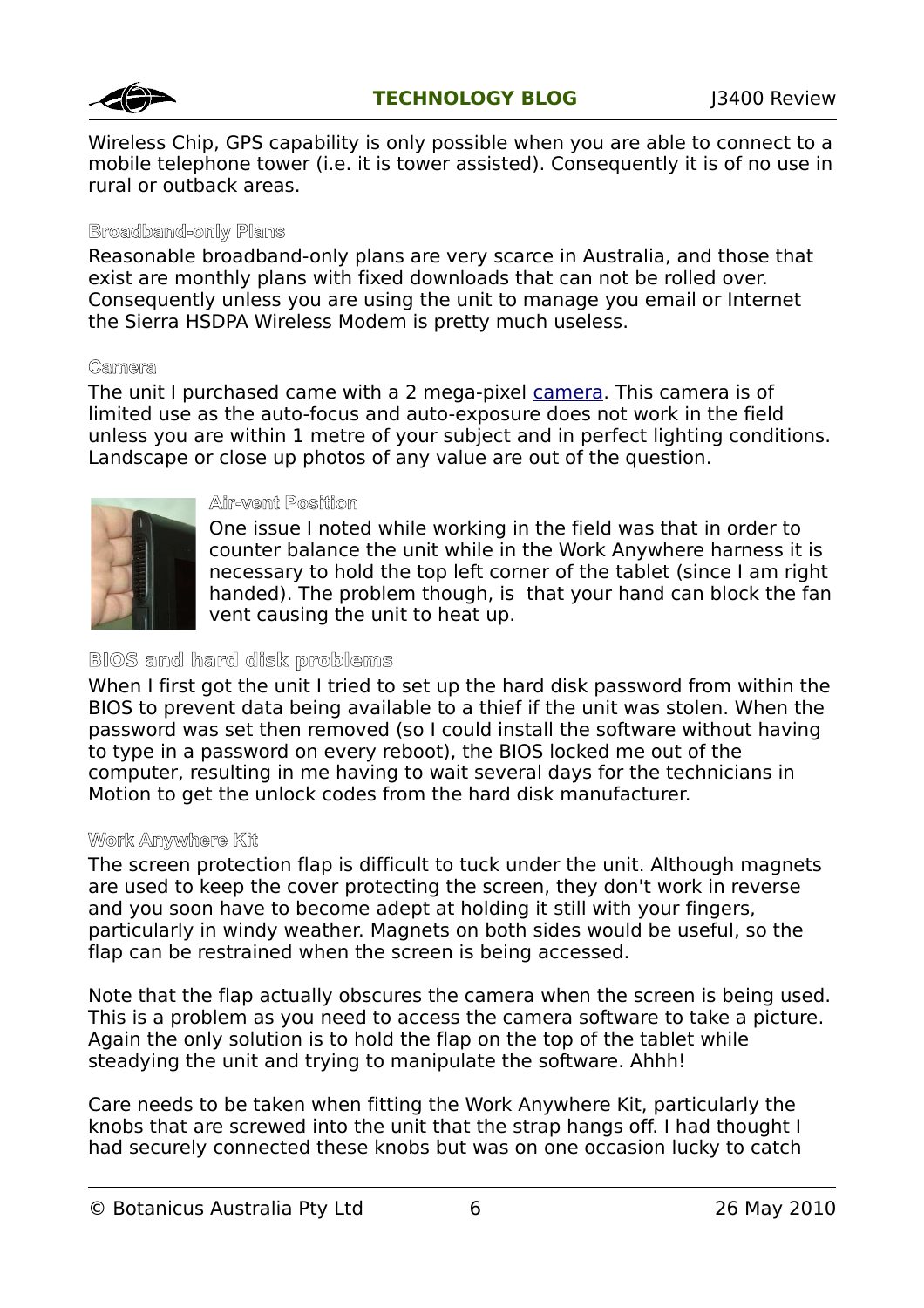Wireless Chip, GPS capability is only possible when you are able to connect to a mobile telephone tower (i.e. it is tower assisted). Consequently it is of no use in rural or outback areas.

### Broadband-only Plans

Reasonable broadband-only plans are very scarce in Australia, and those that exist are monthly plans with fixed downloads that can not be rolled over. Consequently unless you are using the unit to manage you email or Internet the Sierra HSDPA Wireless Modem is pretty much useless.

### Camera

The unit I purchased came with a 2 mega-pixel camera. This camera is of limited use as the auto-focus and auto-exposure does not work in the field unless you are within 1 metre of your subject and in perfect lighting conditions. Landscape or close up photos of any value are out of the question.

### Air-vent Position

One issue I noted while working in the field was that in order to counter balance the unit while in the Work Anywhere harness it is necessary to hold the top left corner of the tablet (since I am right handed). The problem though, is that your hand can block the fan vent causing the unit to heat up.

### BIOS and hard disk problems

When I first got the unit I tried to set up the hard disk password from within the BIOS to prevent data being available to a thief if the unit was stolen. When the password was set then removed (so I could install the software without having to type in a password on every reboot), the BIOS locked me out of the computer, resulting in me having to wait several days for the technicians in Motion to get the unlock codes from the hard disk manufacturer.

### Work Anywhere Kit

The screen protection flap is difficult to tuck under the unit. Although magnets are used to keep the cover protecting the screen, they don't work in reverse and you soon have to become adept at holding it still with your fingers, particularly in windy weather. Magnets on both sides would be useful, so the flap can be restrained when the screen is being accessed.

Note that the flap actually obscures the camera when the screen is being used. This is a problem as you need to access the camera software to take a picture. Again the only solution is to hold the flap on the top of the tablet while steadying the unit and trying to manipulate the software. Ahhh!

Care needs to be taken when fitting the Work Anywhere Kit, particularly the knobs that are screwed into the unit that the strap hangs off. I had thought I had securely connected these knobs but was on one occasion lucky to catch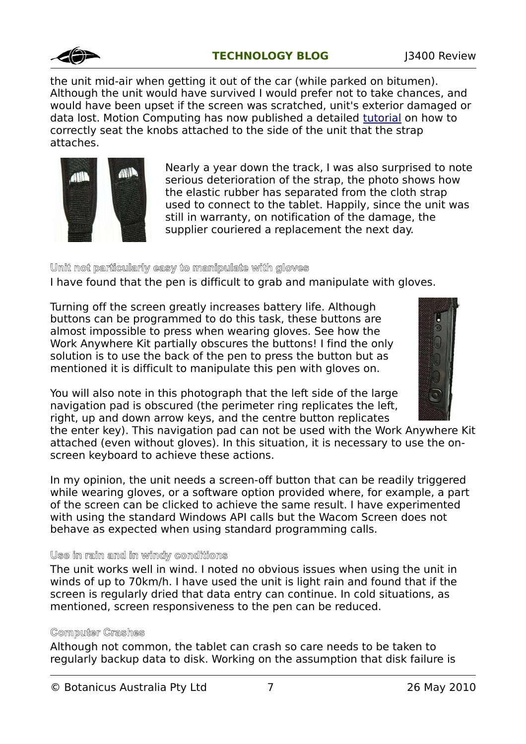the unit mid-air when getting it out of the car (while parked on bitumen). Although the unit would have survived I would prefer not to take chances, and would have been upset if the screen was scratched, unit's exterior damaged or data lost. Motion Computing has now published a detailed tutorial on how to correctly seat the knobs attached to the side of the unit that the strap attaches.

Nearly a year down the track, I was also surprised to note serious deterioration of the strap, the photo shows how the elastic rubber has separated from the cloth strap used to connect to the tablet. Happily, since the unit was still in warranty, on notification of the damage, the supplier couriered a replacement the next day.

### Unit not particularly easy to manipulate with gloves

I have found that the pen is difficult to grab and manipulate with gloves.

Turning off the screen greatly increases battery life. Although buttons can be programmed to do this task, these buttons are almost impossible to press when wearing gloves. See how the Work Anywhere Kit partially obscures the buttons! I find the only solution is to use the back of the pen to press the button but as mentioned it is difficult to manipulate this pen with gloves on.

You will also note in this photograph that the left side of the large navigation pad is obscured (the perimeter ring replicates the left, right, up and down arrow keys, and the centre button replicates the enter key). This navigation pad can not be used with the Work Anywhere Kit attached (even without gloves). In this situation, it is necessary to use the on-screen keyboard to achieve these actions.

In my opinion, the unit needs a screen-off button that can be readily triggered while wearing gloves, or a software option provided where, for example, a part of the screen can be clicked to achieve the same result. I have experimented with using the standard Windows API calls but the Wacom Screen does not behave as expected when using standard programming calls.

### Use in rain and in windy conditions

The unit works well in wind. I noted no obvious issues when using the unit in winds of up to 70km/h. I have used the unit is light rain and found that if the screen is regularly dried that data entry can continue. In cold situations, as mentioned, screen responsiveness to the pen can be reduced.

### Computer Crashes

Although not common, the tablet can crash so care needs to be taken to regularly backup data to disk. Working on the assumption that disk failure is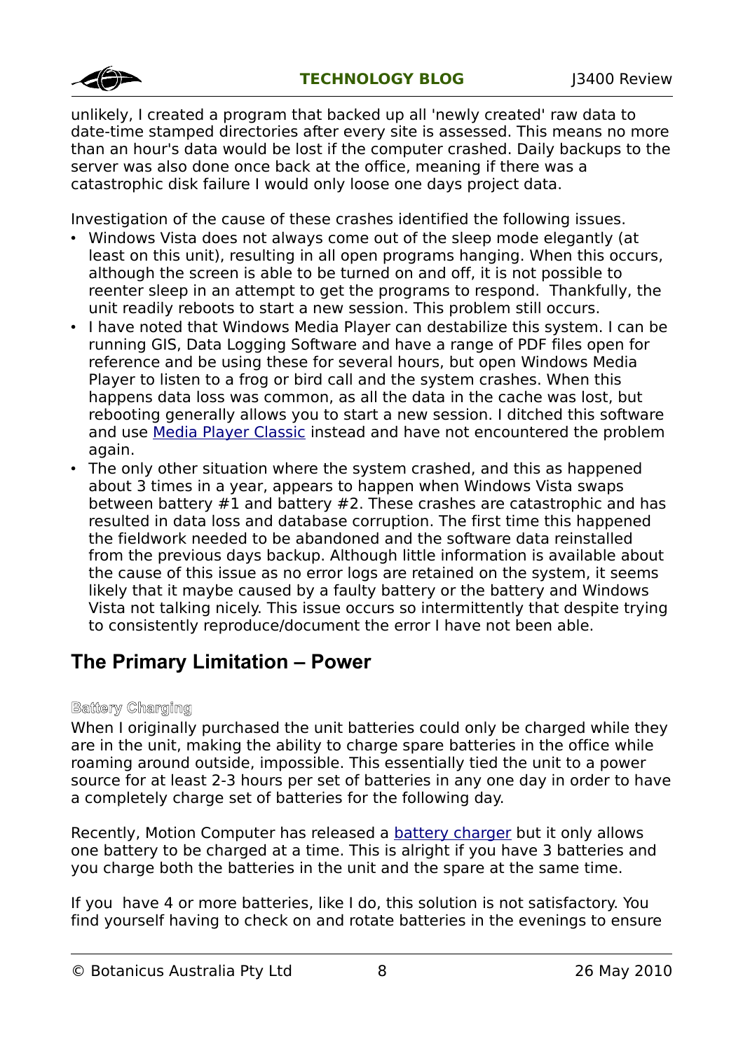unlikely, I created a program that backed up all 'newly created' raw data to date-time stamped directories after every site is assessed. This means no more than an hour's data would be lost if the computer crashed. Daily backups to the server was also done once back at the office, meaning if there was a catastrophic disk failure I would only loose one days project data.

Investigation of the cause of these crashes identified the following issues.

- Windows Vista does not always come out of the sleep mode elegantly (at least on this unit), resulting in all open programs hanging. When this occurs, although the screen is able to be turned on and off, it is not possible to reenter sleep in an attempt to get the programs to respond.  Thankfully, the unit readily reboots to start a new session. This problem still occurs.
- I have noted that Windows Media Player can destabilize this system. I can be running GIS, Data Logging Software and have a range of PDF files open for reference and be using these for several hours, but open Windows Media Player to listen to a frog or bird call and the system crashes. When this happens data loss was common, as all the data in the cache was lost, but rebooting generally allows you to start a new session. I ditched this software and use Media Player Classic instead and have not encountered the problem again.
- The only other situation where the system crashed, and this as happened about 3 times in a year, appears to happen when Windows Vista swaps between battery #1 and battery #2. These crashes are catastrophic and has resulted in data loss and database corruption. The first time this happened the fieldwork needed to be abandoned and the software data reinstalled from the previous days backup. Although little information is available about the cause of this issue as no error logs are retained on the system, it seems likely that it maybe caused by a faulty battery or the battery and Windows Vista not talking nicely. This issue occurs so intermittently that despite trying to consistently reproduce/document the error I have not been able.

## The Primary Limitation – Power

### Battery Charging

When I originally purchased the unit batteries could only be charged while they are in the unit, making the ability to charge spare batteries in the office while roaming around outside, impossible. This essentially tied the unit to a power source for at least 2-3 hours per set of batteries in any one day in order to have a completely charge set of batteries for the following day.

Recently, Motion Computer has released a battery charger but it only allows one battery to be charged at a time. This is alright if you have 3 batteries and you charge both the batteries in the unit and the spare at the same time.

If you  have 4 or more batteries, like I do, this solution is not satisfactory. You find yourself having to check on and rotate batteries in the evenings to ensure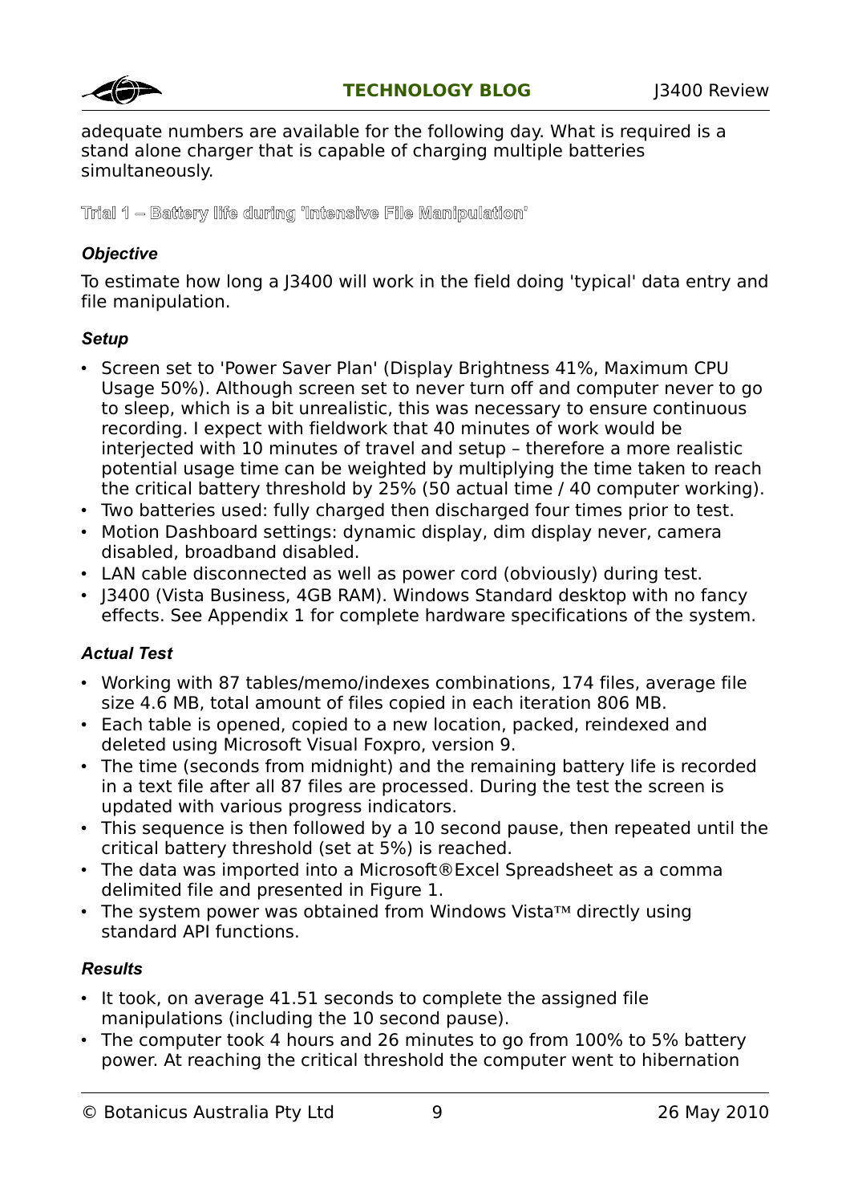adequate numbers are available for the following day. What is required is a stand alone charger that is capable of charging multiple batteries simultaneously.

## Trial 1 – Battery life during 'Intensive File Manipulation'

### *Objective*

To estimate how long a J3400 will work in the field doing 'typical' data entry and file manipulation.

### *Setup*

- Screen set to 'Power Saver Plan' (Display Brightness 41%, Maximum CPU Usage 50%). Although screen set to never turn off and computer never to go to sleep, which is a bit unrealistic, this was necessary to ensure continuous recording. I expect with fieldwork that 40 minutes of work would be interjected with 10 minutes of travel and setup – therefore a more realistic potential usage time can be weighted by multiplying the time taken to reach the critical battery threshold by 25% (50 actual time / 40 computer working).
- Two batteries used: fully charged then discharged four times prior to test.
- Motion Dashboard settings: dynamic display, dim display never, camera disabled, broadband disabled.
- LAN cable disconnected as well as power cord (obviously) during test.
- J3400 (Vista Business, 4GB RAM). Windows Standard desktop with no fancy effects. See Appendix 1 for complete hardware specifications of the system.

### *Actual Test*

- Working with 87 tables/memo/indexes combinations, 174 files, average file size 4.6 MB, total amount of files copied in each iteration 806 MB.
- Each table is opened, copied to a new location, packed, reindexed and deleted using Microsoft Visual Foxpro, version 9.
- The time (seconds from midnight) and the remaining battery life is recorded in a text file after all 87 files are processed. During the test the screen is updated with various progress indicators.
- This sequence is then followed by a 10 second pause, then repeated until the critical battery threshold (set at 5%) is reached.
- The data was imported into a Microsoft®Excel Spreadsheet as a comma delimited file and presented in Figure 1.
- The system power was obtained from Windows Vista™ directly using standard API functions.

### *Results*

- It took, on average 41.51 seconds to complete the assigned file manipulations (including the 10 second pause).
- The computer took 4 hours and 26 minutes to go from 100% to 5% battery power. At reaching the critical threshold the computer went to hibernation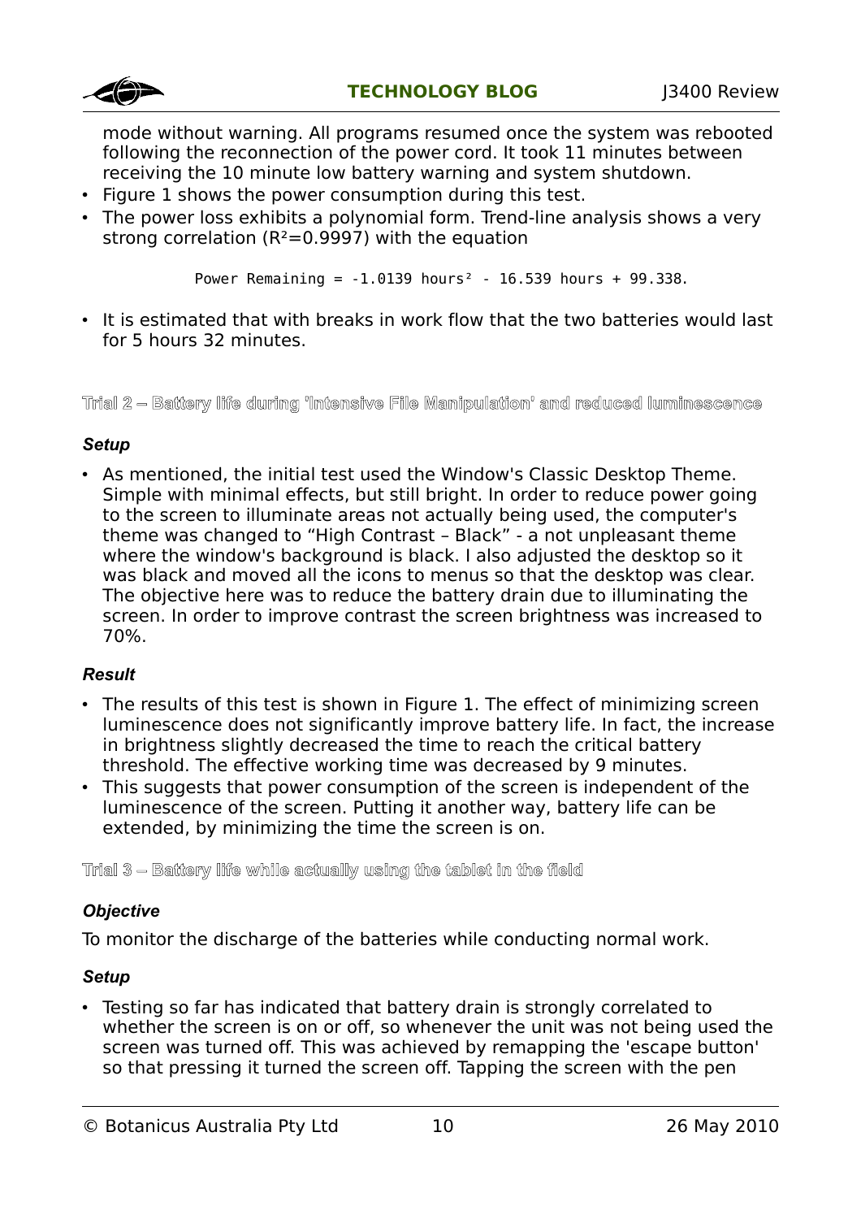mode without warning. All programs resumed once the system was rebooted following the reconnection of the power cord. It took 11 minutes between receiving the 10 minute low battery warning and system shutdown.

- Figure 1 shows the power consumption during this test.
- The power loss exhibits a polynomial form. Trend-line analysis shows a very strong correlation ($R^2$=0.9997) with the equation

$$\text{Power Remaining} = -1.0139\ \text{hours}^2 - 16.539\ \text{hours} + 99.338.$$

- It is estimated that with breaks in work flow that the two batteries would last for 5 hours 32 minutes.

## Trial 2 – Battery life during 'Intensive File Manipulation' and reduced luminescence

### *Setup*

- As mentioned, the initial test used the Window's Classic Desktop Theme. Simple with minimal effects, but still bright. In order to reduce power going to the screen to illuminate areas not actually being used, the computer's theme was changed to "High Contrast – Black" - a not unpleasant theme where the window's background is black. I also adjusted the desktop so it was black and moved all the icons to menus so that the desktop was clear. The objective here was to reduce the battery drain due to illuminating the screen. In order to improve contrast the screen brightness was increased to 70%.

### *Result*

- The results of this test is shown in Figure 1. The effect of minimizing screen luminescence does not significantly improve battery life. In fact, the increase in brightness slightly decreased the time to reach the critical battery threshold. The effective working time was decreased by 9 minutes.
- This suggests that power consumption of the screen is independent of the luminescence of the screen. Putting it another way, battery life can be extended, by minimizing the time the screen is on.

## Trial 3 – Battery life while actually using the tablet in the field

### *Objective*

To monitor the discharge of the batteries while conducting normal work.

### *Setup*

- Testing so far has indicated that battery drain is strongly correlated to whether the screen is on or off, so whenever the unit was not being used the screen was turned off. This was achieved by remapping the 'escape button' so that pressing it turned the screen off. Tapping the screen with the pen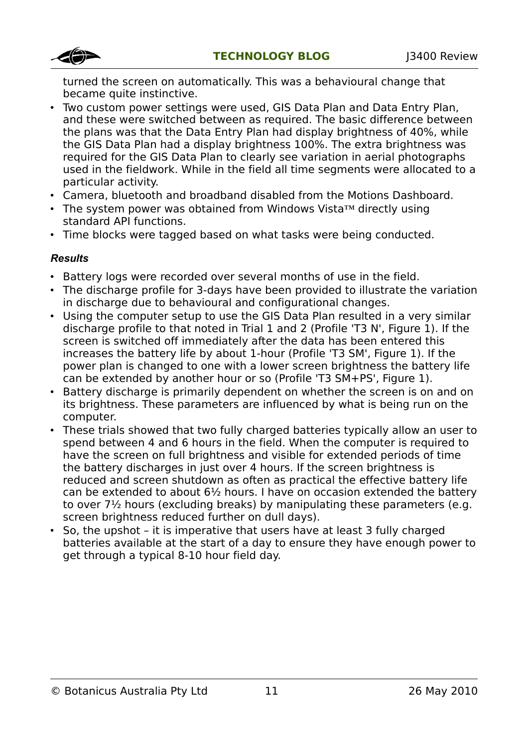turned the screen on automatically. This was a behavioural change that became quite instinctive.

- Two custom power settings were used, GIS Data Plan and Data Entry Plan, and these were switched between as required. The basic difference between the plans was that the Data Entry Plan had display brightness of 40%, while the GIS Data Plan had a display brightness 100%. The extra brightness was required for the GIS Data Plan to clearly see variation in aerial photographs used in the fieldwork. While in the field all time segments were allocated to a particular activity.
- Camera, bluetooth and broadband disabled from the Motions Dashboard.
- The system power was obtained from Windows Vista™ directly using standard API functions.
- Time blocks were tagged based on what tasks were being conducted.

***Results***

- Battery logs were recorded over several months of use in the field.
- The discharge profile for 3-days have been provided to illustrate the variation in discharge due to behavioural and configurational changes.
- Using the computer setup to use the GIS Data Plan resulted in a very similar discharge profile to that noted in Trial 1 and 2 (Profile 'T3 N', Figure 1). If the screen is switched off immediately after the data has been entered this increases the battery life by about 1-hour (Profile 'T3 SM', Figure 1). If the power plan is changed to one with a lower screen brightness the battery life can be extended by another hour or so (Profile 'T3 SM+PS', Figure 1).
- Battery discharge is primarily dependent on whether the screen is on and on its brightness. These parameters are influenced by what is being run on the computer.
- These trials showed that two fully charged batteries typically allow an user to spend between 4 and 6 hours in the field. When the computer is required to have the screen on full brightness and visible for extended periods of time the battery discharges in just over 4 hours. If the screen brightness is reduced and screen shutdown as often as practical the effective battery life can be extended to about 6½ hours. I have on occasion extended the battery to over 7½ hours (excluding breaks) by manipulating these parameters (e.g. screen brightness reduced further on dull days).
- So, the upshot – it is imperative that users have at least 3 fully charged batteries available at the start of a day to ensure they have enough power to get through a typical 8-10 hour field day.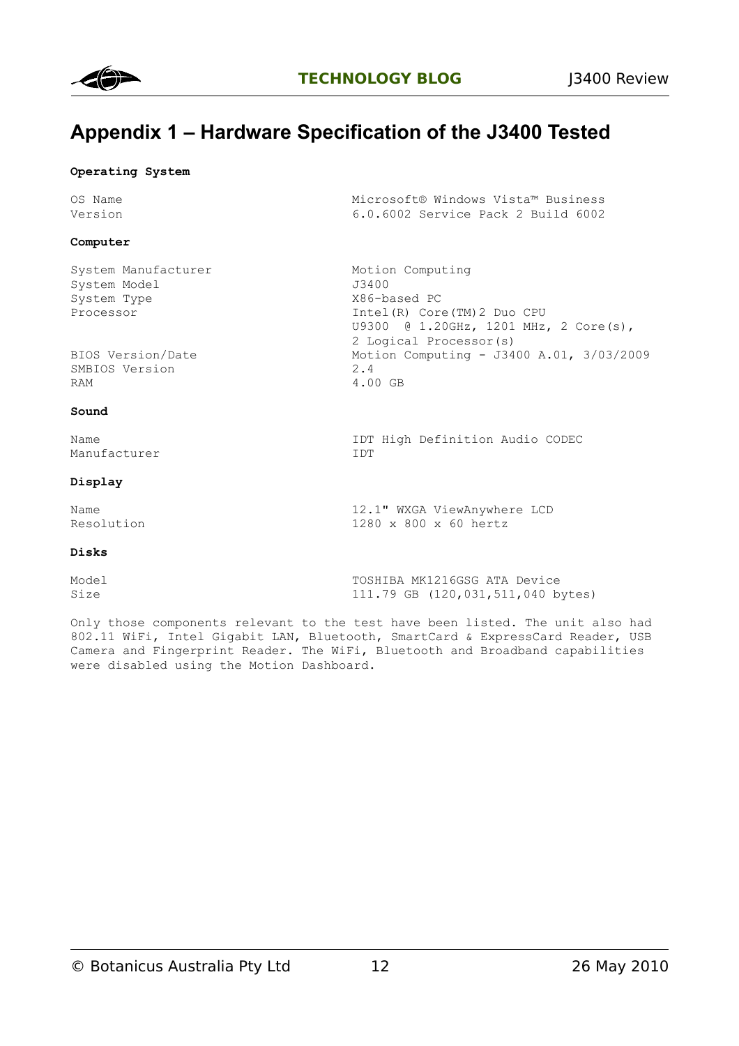## Appendix 1 – Hardware Specification of the J3400 Tested

**Operating System**

| | |
|---|---|
| OS Name | Microsoft® Windows Vista™ Business |
| Version | 6.0.6002 Service Pack 2 Build 6002 |

**Computer**

| | |
|---|---|
| System Manufacturer | Motion Computing |
| System Model | J3400 |
| System Type | X86-based PC |
| Processor | Intel(R) Core(TM)2 Duo CPU U9300 @ 1.20GHz, 1201 MHz, 2 Core(s), 2 Logical Processor(s) |
| BIOS Version/Date | Motion Computing - J3400 A.01, 3/03/2009 |
| SMBIOS Version | 2.4 |
| RAM | 4.00 GB |

**Sound**

| | |
|---|---|
| Name | IDT High Definition Audio CODEC |
| Manufacturer | IDT |

**Display**

| | |
|---|---|
| Name | 12.1" WXGA ViewAnywhere LCD |
| Resolution | 1280 x 800 x 60 hertz |

**Disks**

| | |
|---|---|
| Model | TOSHIBA MK1216GSG ATA Device |
| Size | 111.79 GB (120,031,511,040 bytes) |

Only those components relevant to the test have been listed. The unit also had 802.11 WiFi, Intel Gigabit LAN, Bluetooth, SmartCard & ExpressCard Reader, USB Camera and Fingerprint Reader. The WiFi, Bluetooth and Broadband capabilities were disabled using the Motion Dashboard.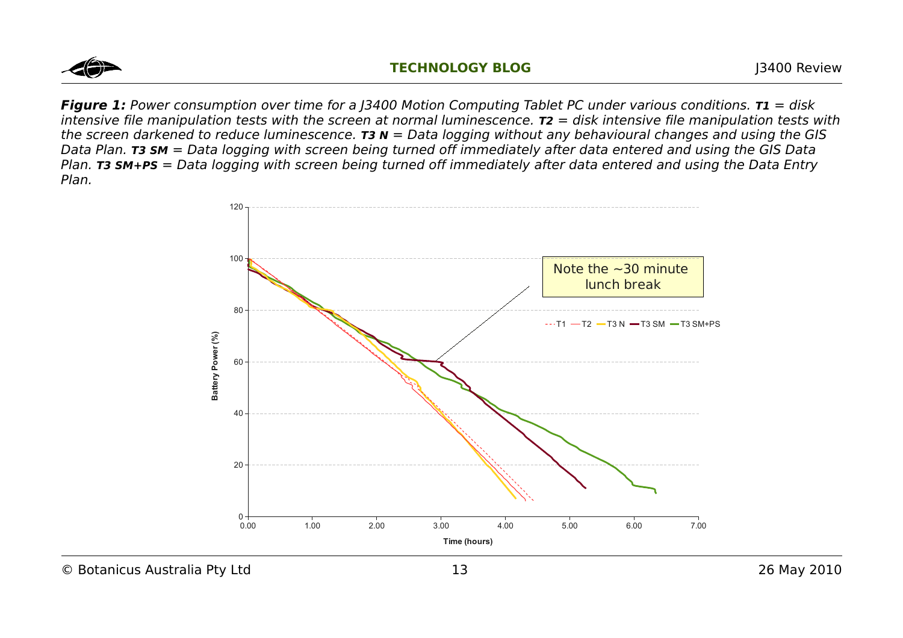***Figure 1:*** *Power consumption over time for a J3400 Motion Computing Tablet PC under various conditions.* ***T1*** *= disk intensive file manipulation tests with the screen at normal luminescence.* ***T2*** *= disk intensive file manipulation tests with the screen darkened to reduce luminescence.* ***T3 N*** *= Data logging without any behavioural changes and using the GIS Data Plan.* ***T3 SM*** *= Data logging with screen being turned off immediately after data entered and using the GIS Data Plan.* ***T3 SM+PS*** *= Data logging with screen being turned off immediately after data entered and using the Data Entry Plan.*

Note the ~30 minute lunch break

T1 T2 T3 N T3 SM T3 SM+PS

Battery Power (%)

120
100
80
60
40
20
0

0.00 1.00 2.00 3.00 4.00 5.00 6.00 7.00

Time (hours)